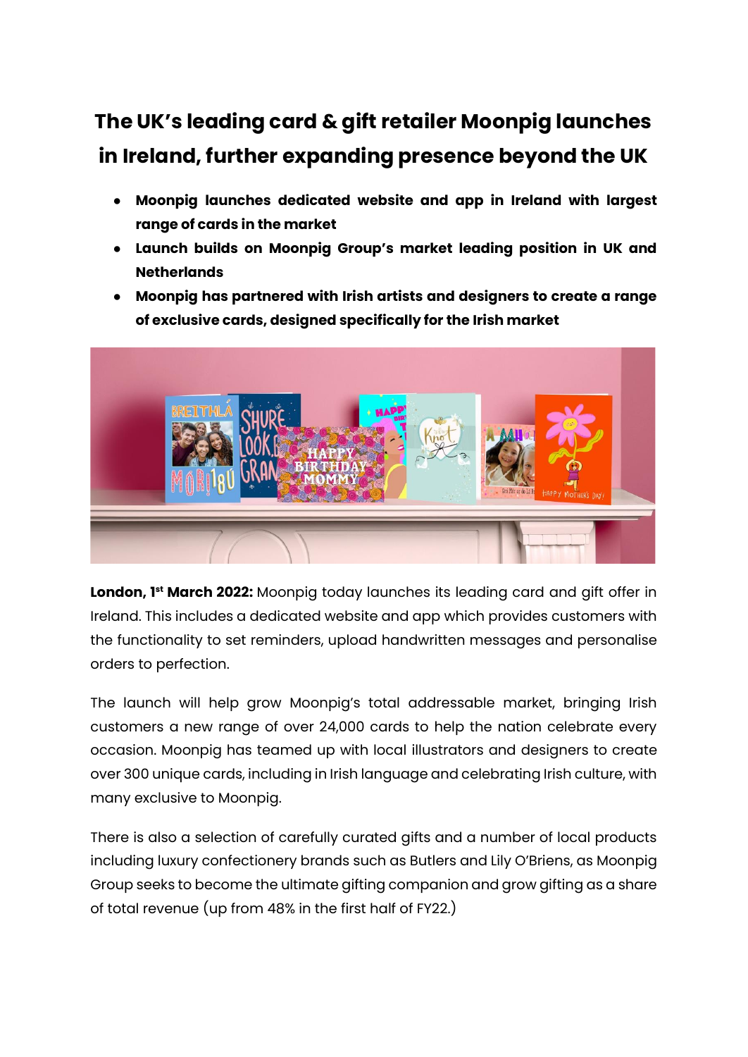# The UK's leading card & gift retailer Moonpig launches in Ireland, further expanding presence beyond the UK

- **Moonpig launches dedicated website and app in Ireland with largest range of cards in the market**
- **Launch builds on Moonpig Group's market leading position in UK and Netherlands**
- **Moonpig has partnered with Irish artists and designers to create a range of exclusive cards, designed specifically for the Irish market**

**London, 1st March 2022:** Moonpig today launches its leading card and gift offer in Ireland. This includes a dedicated website and app which provides customers with the functionality to set reminders, upload handwritten messages and personalise orders to perfection.

The launch will help grow Moonpig's total addressable market, bringing Irish customers a new range of over 24,000 cards to help the nation celebrate every occasion. Moonpig has teamed up with local illustrators and designers to create over 300 unique cards, including in Irish language and celebrating Irish culture, with many exclusive to Moonpig.

There is also a selection of carefully curated gifts and a number of local products including luxury confectionery brands such as Butlers and Lily O'Briens, as Moonpig Group seeks to become the ultimate gifting companion and grow gifting as a share of total revenue (up from 48% in the first half of FY22.)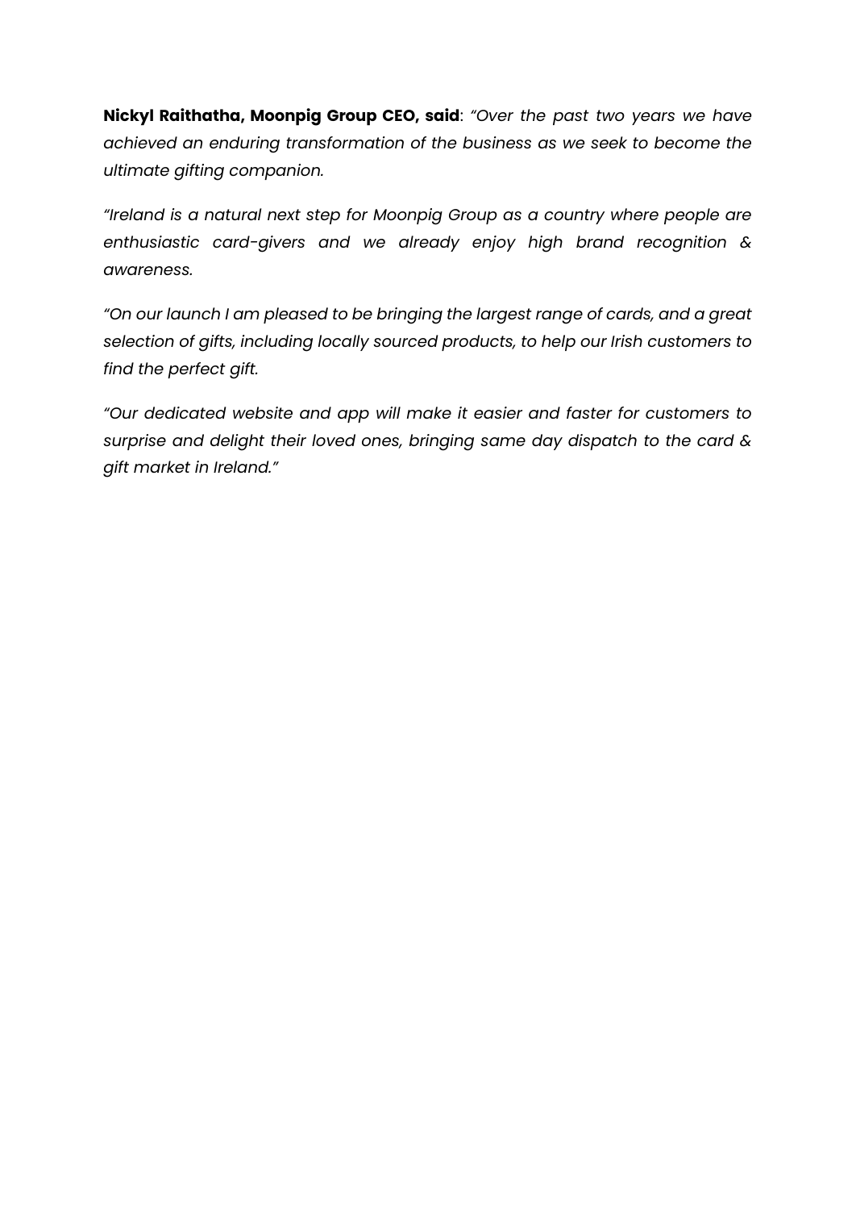**Nickyl Raithatha, Moonpig Group CEO, said**: *"Over the past two years we have achieved an enduring transformation of the business as we seek to become the ultimate gifting companion.*

*"Ireland is a natural next step for Moonpig Group as a country where people are enthusiastic card-givers and we already enjoy high brand recognition & awareness.*

*"On our launch I am pleased to be bringing the largest range of cards, and a great selection of gifts, including locally sourced products, to help our Irish customers to find the perfect gift.*

*"Our dedicated website and app will make it easier and faster for customers to surprise and delight their loved ones, bringing same day dispatch to the card & gift market in Ireland."*